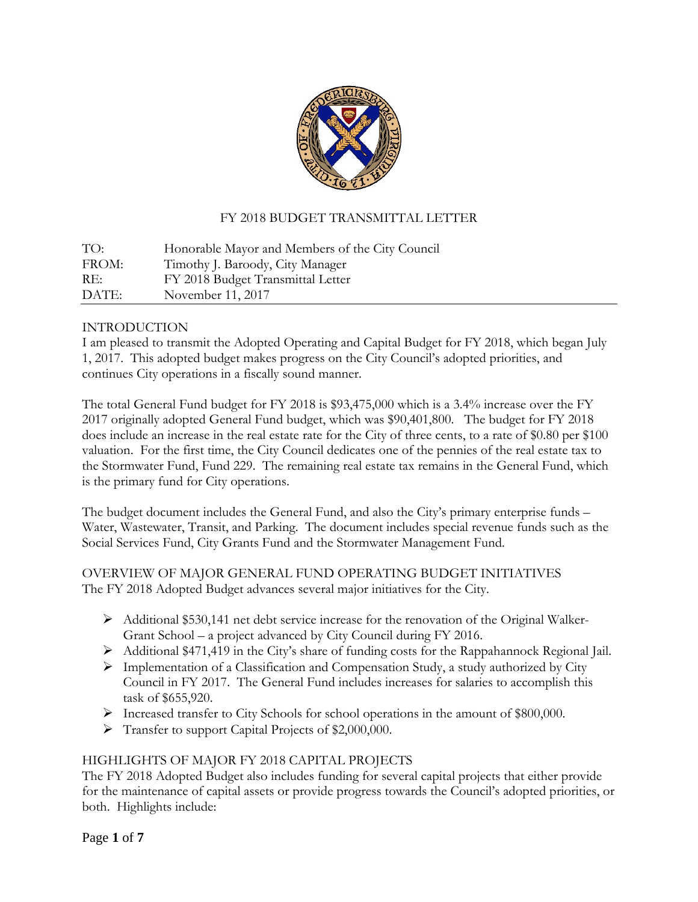# FY 2018 BUDGET TRANSMITTAL LETTER

| | |
|---|---|
| TO: | Honorable Mayor and Members of the City Council |
| FROM: | Timothy J. Baroody, City Manager |
| RE: | FY 2018 Budget Transmittal Letter |
| DATE: | November 11, 2017 |

## INTRODUCTION

I am pleased to transmit the Adopted Operating and Capital Budget for FY 2018, which began July 1, 2017. This adopted budget makes progress on the City Council's adopted priorities, and continues City operations in a fiscally sound manner.

The total General Fund budget for FY 2018 is $93,475,000 which is a 3.4% increase over the FY 2017 originally adopted General Fund budget, which was $90,401,800. The budget for FY 2018 does include an increase in the real estate rate for the City of three cents, to a rate of $0.80 per $100 valuation. For the first time, the City Council dedicates one of the pennies of the real estate tax to the Stormwater Fund, Fund 229. The remaining real estate tax remains in the General Fund, which is the primary fund for City operations.

The budget document includes the General Fund, and also the City's primary enterprise funds – Water, Wastewater, Transit, and Parking. The document includes special revenue funds such as the Social Services Fund, City Grants Fund and the Stormwater Management Fund.

## OVERVIEW OF MAJOR GENERAL FUND OPERATING BUDGET INITIATIVES

The FY 2018 Adopted Budget advances several major initiatives for the City.

- Additional $530,141 net debt service increase for the renovation of the Original Walker-Grant School – a project advanced by City Council during FY 2016.
- Additional $471,419 in the City's share of funding costs for the Rappahannock Regional Jail.
- Implementation of a Classification and Compensation Study, a study authorized by City Council in FY 2017. The General Fund includes increases for salaries to accomplish this task of $655,920.
- Increased transfer to City Schools for school operations in the amount of $800,000.
- Transfer to support Capital Projects of $2,000,000.

## HIGHLIGHTS OF MAJOR FY 2018 CAPITAL PROJECTS

The FY 2018 Adopted Budget also includes funding for several capital projects that either provide for the maintenance of capital assets or provide progress towards the Council's adopted priorities, or both. Highlights include: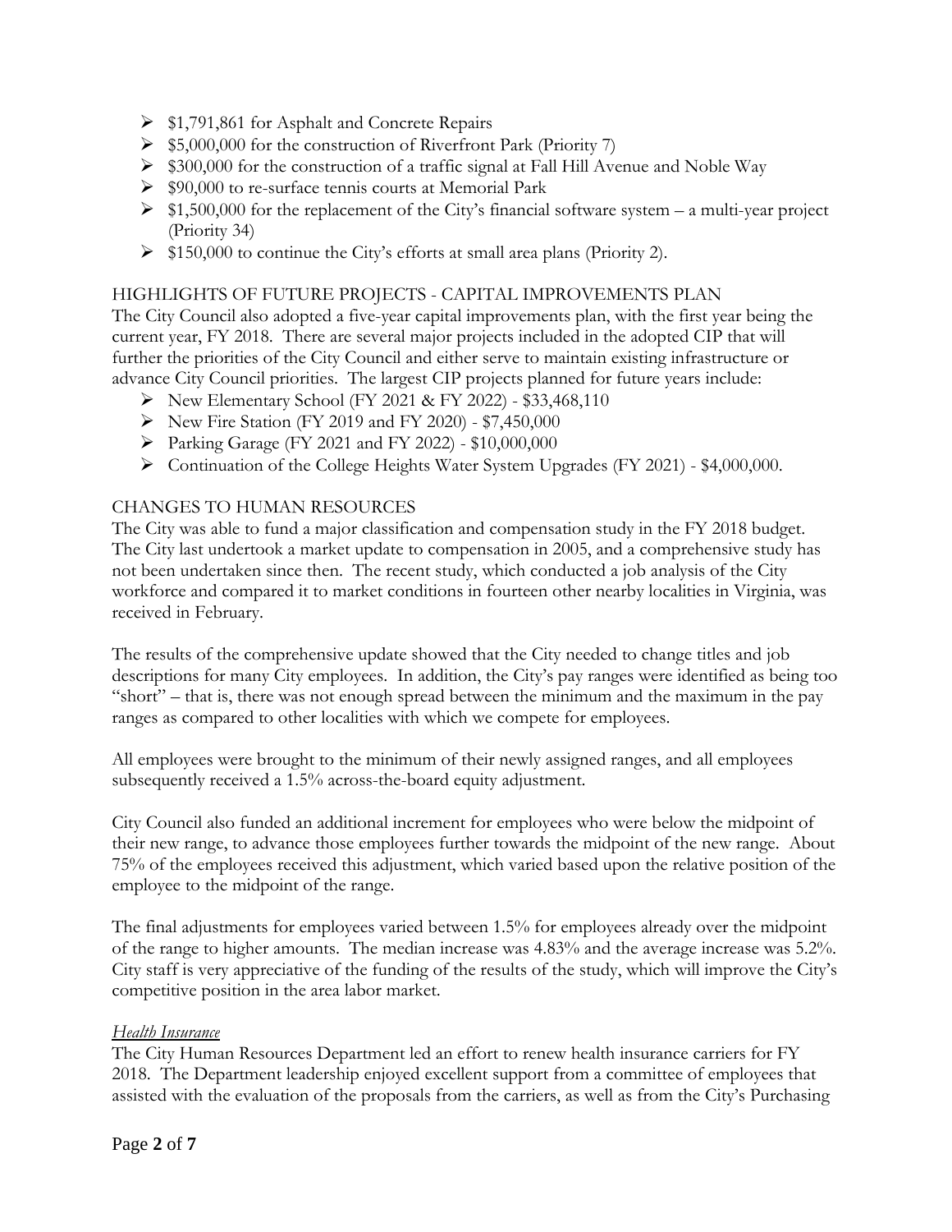- $1,791,861 for Asphalt and Concrete Repairs
- $5,000,000 for the construction of Riverfront Park (Priority 7)
- $300,000 for the construction of a traffic signal at Fall Hill Avenue and Noble Way
- $90,000 to re-surface tennis courts at Memorial Park
- $1,500,000 for the replacement of the City's financial software system – a multi-year project (Priority 34)
- $150,000 to continue the City's efforts at small area plans (Priority 2).

## HIGHLIGHTS OF FUTURE PROJECTS - CAPITAL IMPROVEMENTS PLAN

The City Council also adopted a five-year capital improvements plan, with the first year being the current year, FY 2018. There are several major projects included in the adopted CIP that will further the priorities of the City Council and either serve to maintain existing infrastructure or advance City Council priorities. The largest CIP projects planned for future years include:

- New Elementary School (FY 2021 & FY 2022) - $33,468,110
- New Fire Station (FY 2019 and FY 2020) - $7,450,000
- Parking Garage (FY 2021 and FY 2022) - $10,000,000
- Continuation of the College Heights Water System Upgrades (FY 2021) - $4,000,000.

## CHANGES TO HUMAN RESOURCES

The City was able to fund a major classification and compensation study in the FY 2018 budget. The City last undertook a market update to compensation in 2005, and a comprehensive study has not been undertaken since then. The recent study, which conducted a job analysis of the City workforce and compared it to market conditions in fourteen other nearby localities in Virginia, was received in February.

The results of the comprehensive update showed that the City needed to change titles and job descriptions for many City employees. In addition, the City's pay ranges were identified as being too "short" – that is, there was not enough spread between the minimum and the maximum in the pay ranges as compared to other localities with which we compete for employees.

All employees were brought to the minimum of their newly assigned ranges, and all employees subsequently received a 1.5% across-the-board equity adjustment.

City Council also funded an additional increment for employees who were below the midpoint of their new range, to advance those employees further towards the midpoint of the new range. About 75% of the employees received this adjustment, which varied based upon the relative position of the employee to the midpoint of the range.

The final adjustments for employees varied between 1.5% for employees already over the midpoint of the range to higher amounts. The median increase was 4.83% and the average increase was 5.2%. City staff is very appreciative of the funding of the results of the study, which will improve the City's competitive position in the area labor market.

### *Health Insurance*

The City Human Resources Department led an effort to renew health insurance carriers for FY 2018. The Department leadership enjoyed excellent support from a committee of employees that assisted with the evaluation of the proposals from the carriers, as well as from the City's Purchasing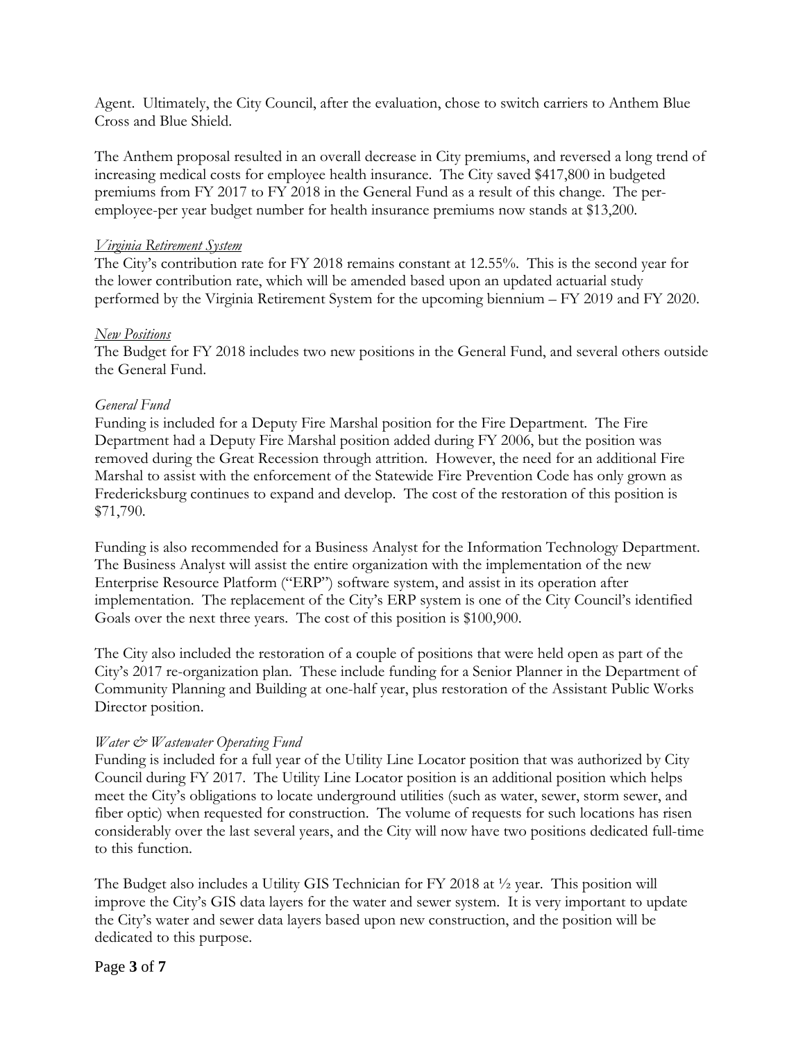Agent. Ultimately, the City Council, after the evaluation, chose to switch carriers to Anthem Blue Cross and Blue Shield.

The Anthem proposal resulted in an overall decrease in City premiums, and reversed a long trend of increasing medical costs for employee health insurance. The City saved $417,800 in budgeted premiums from FY 2017 to FY 2018 in the General Fund as a result of this change. The per-employee-per year budget number for health insurance premiums now stands at $13,200.

### *Virginia Retirement System*

The City's contribution rate for FY 2018 remains constant at 12.55%. This is the second year for the lower contribution rate, which will be amended based upon an updated actuarial study performed by the Virginia Retirement System for the upcoming biennium – FY 2019 and FY 2020.

### *New Positions*

The Budget for FY 2018 includes two new positions in the General Fund, and several others outside the General Fund.

#### *General Fund*

Funding is included for a Deputy Fire Marshal position for the Fire Department. The Fire Department had a Deputy Fire Marshal position added during FY 2006, but the position was removed during the Great Recession through attrition. However, the need for an additional Fire Marshal to assist with the enforcement of the Statewide Fire Prevention Code has only grown as Fredericksburg continues to expand and develop. The cost of the restoration of this position is $71,790.

Funding is also recommended for a Business Analyst for the Information Technology Department. The Business Analyst will assist the entire organization with the implementation of the new Enterprise Resource Platform ("ERP") software system, and assist in its operation after implementation. The replacement of the City's ERP system is one of the City Council's identified Goals over the next three years. The cost of this position is $100,900.

The City also included the restoration of a couple of positions that were held open as part of the City's 2017 re-organization plan. These include funding for a Senior Planner in the Department of Community Planning and Building at one-half year, plus restoration of the Assistant Public Works Director position.

#### *Water & Wastewater Operating Fund*

Funding is included for a full year of the Utility Line Locator position that was authorized by City Council during FY 2017. The Utility Line Locator position is an additional position which helps meet the City's obligations to locate underground utilities (such as water, sewer, storm sewer, and fiber optic) when requested for construction. The volume of requests for such locations has risen considerably over the last several years, and the City will now have two positions dedicated full-time to this function.

The Budget also includes a Utility GIS Technician for FY 2018 at ½ year. This position will improve the City's GIS data layers for the water and sewer system. It is very important to update the City's water and sewer data layers based upon new construction, and the position will be dedicated to this purpose.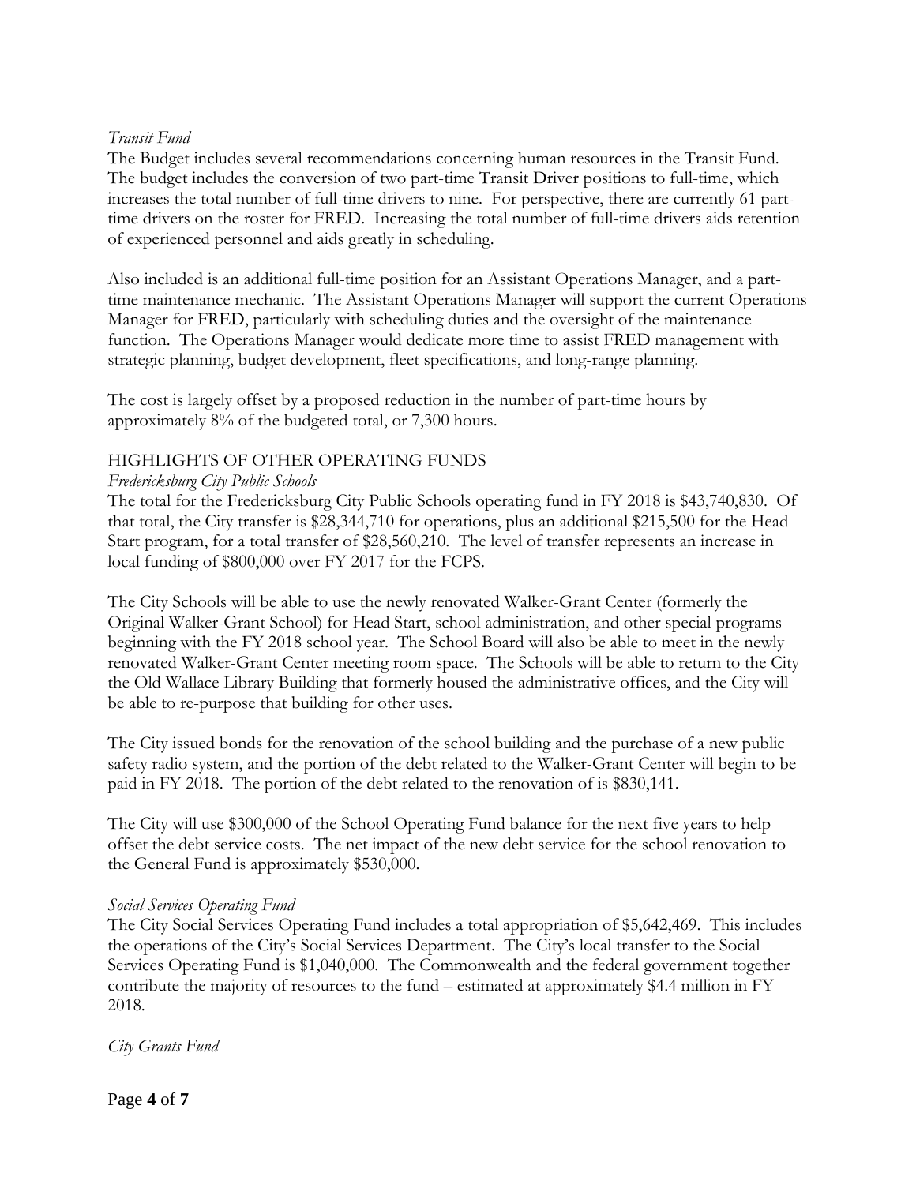*Transit Fund*

The Budget includes several recommendations concerning human resources in the Transit Fund. The budget includes the conversion of two part-time Transit Driver positions to full-time, which increases the total number of full-time drivers to nine. For perspective, there are currently 61 part-time drivers on the roster for FRED. Increasing the total number of full-time drivers aids retention of experienced personnel and aids greatly in scheduling.

Also included is an additional full-time position for an Assistant Operations Manager, and a part-time maintenance mechanic. The Assistant Operations Manager will support the current Operations Manager for FRED, particularly with scheduling duties and the oversight of the maintenance function. The Operations Manager would dedicate more time to assist FRED management with strategic planning, budget development, fleet specifications, and long-range planning.

The cost is largely offset by a proposed reduction in the number of part-time hours by approximately 8% of the budgeted total, or 7,300 hours.

## HIGHLIGHTS OF OTHER OPERATING FUNDS

*Fredericksburg City Public Schools*

The total for the Fredericksburg City Public Schools operating fund in FY 2018 is $43,740,830. Of that total, the City transfer is $28,344,710 for operations, plus an additional $215,500 for the Head Start program, for a total transfer of $28,560,210. The level of transfer represents an increase in local funding of $800,000 over FY 2017 for the FCPS.

The City Schools will be able to use the newly renovated Walker-Grant Center (formerly the Original Walker-Grant School) for Head Start, school administration, and other special programs beginning with the FY 2018 school year. The School Board will also be able to meet in the newly renovated Walker-Grant Center meeting room space. The Schools will be able to return to the City the Old Wallace Library Building that formerly housed the administrative offices, and the City will be able to re-purpose that building for other uses.

The City issued bonds for the renovation of the school building and the purchase of a new public safety radio system, and the portion of the debt related to the Walker-Grant Center will begin to be paid in FY 2018. The portion of the debt related to the renovation of is $830,141.

The City will use $300,000 of the School Operating Fund balance for the next five years to help offset the debt service costs. The net impact of the new debt service for the school renovation to the General Fund is approximately $530,000.

*Social Services Operating Fund*

The City Social Services Operating Fund includes a total appropriation of $5,642,469. This includes the operations of the City's Social Services Department. The City's local transfer to the Social Services Operating Fund is $1,040,000. The Commonwealth and the federal government together contribute the majority of resources to the fund – estimated at approximately $4.4 million in FY 2018.

*City Grants Fund*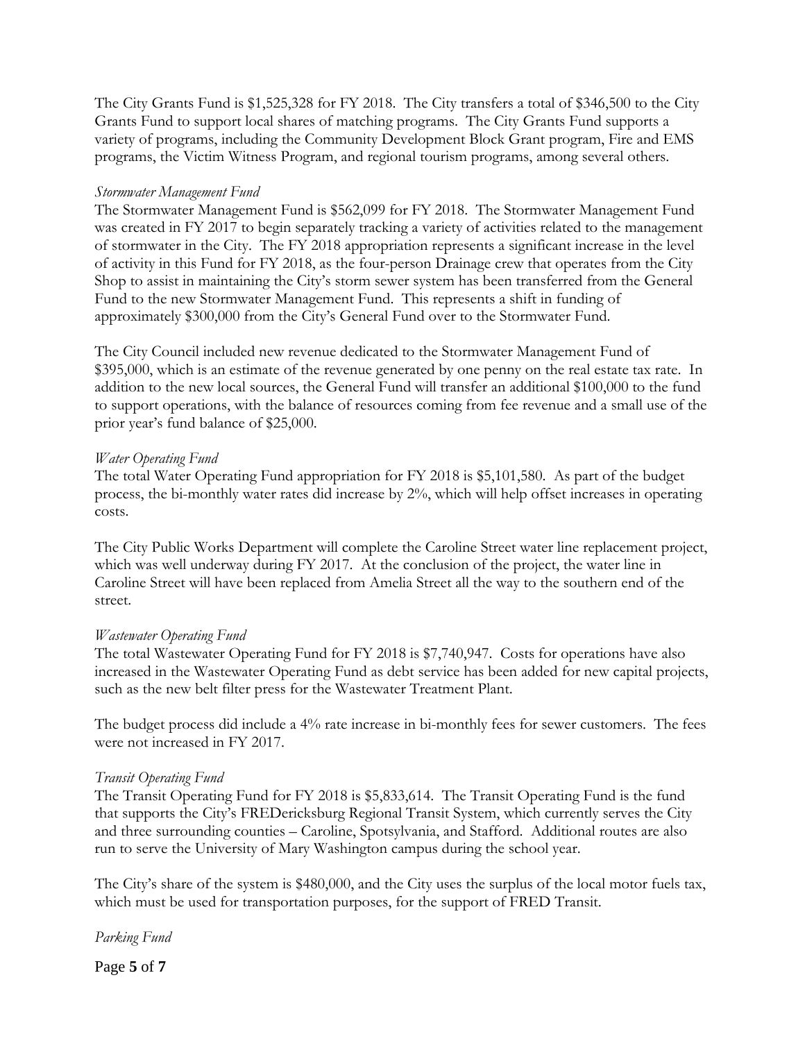The City Grants Fund is $1,525,328 for FY 2018. The City transfers a total of $346,500 to the City Grants Fund to support local shares of matching programs. The City Grants Fund supports a variety of programs, including the Community Development Block Grant program, Fire and EMS programs, the Victim Witness Program, and regional tourism programs, among several others.

*Stormwater Management Fund*

The Stormwater Management Fund is $562,099 for FY 2018. The Stormwater Management Fund was created in FY 2017 to begin separately tracking a variety of activities related to the management of stormwater in the City. The FY 2018 appropriation represents a significant increase in the level of activity in this Fund for FY 2018, as the four-person Drainage crew that operates from the City Shop to assist in maintaining the City's storm sewer system has been transferred from the General Fund to the new Stormwater Management Fund. This represents a shift in funding of approximately $300,000 from the City's General Fund over to the Stormwater Fund.

The City Council included new revenue dedicated to the Stormwater Management Fund of $395,000, which is an estimate of the revenue generated by one penny on the real estate tax rate. In addition to the new local sources, the General Fund will transfer an additional $100,000 to the fund to support operations, with the balance of resources coming from fee revenue and a small use of the prior year's fund balance of $25,000.

*Water Operating Fund*

The total Water Operating Fund appropriation for FY 2018 is $5,101,580. As part of the budget process, the bi-monthly water rates did increase by 2%, which will help offset increases in operating costs.

The City Public Works Department will complete the Caroline Street water line replacement project, which was well underway during FY 2017. At the conclusion of the project, the water line in Caroline Street will have been replaced from Amelia Street all the way to the southern end of the street.

*Wastewater Operating Fund*

The total Wastewater Operating Fund for FY 2018 is $7,740,947. Costs for operations have also increased in the Wastewater Operating Fund as debt service has been added for new capital projects, such as the new belt filter press for the Wastewater Treatment Plant.

The budget process did include a 4% rate increase in bi-monthly fees for sewer customers. The fees were not increased in FY 2017.

*Transit Operating Fund*

The Transit Operating Fund for FY 2018 is $5,833,614. The Transit Operating Fund is the fund that supports the City's FREDericksburg Regional Transit System, which currently serves the City and three surrounding counties – Caroline, Spotsylvania, and Stafford. Additional routes are also run to serve the University of Mary Washington campus during the school year.

The City's share of the system is $480,000, and the City uses the surplus of the local motor fuels tax, which must be used for transportation purposes, for the support of FRED Transit.

*Parking Fund*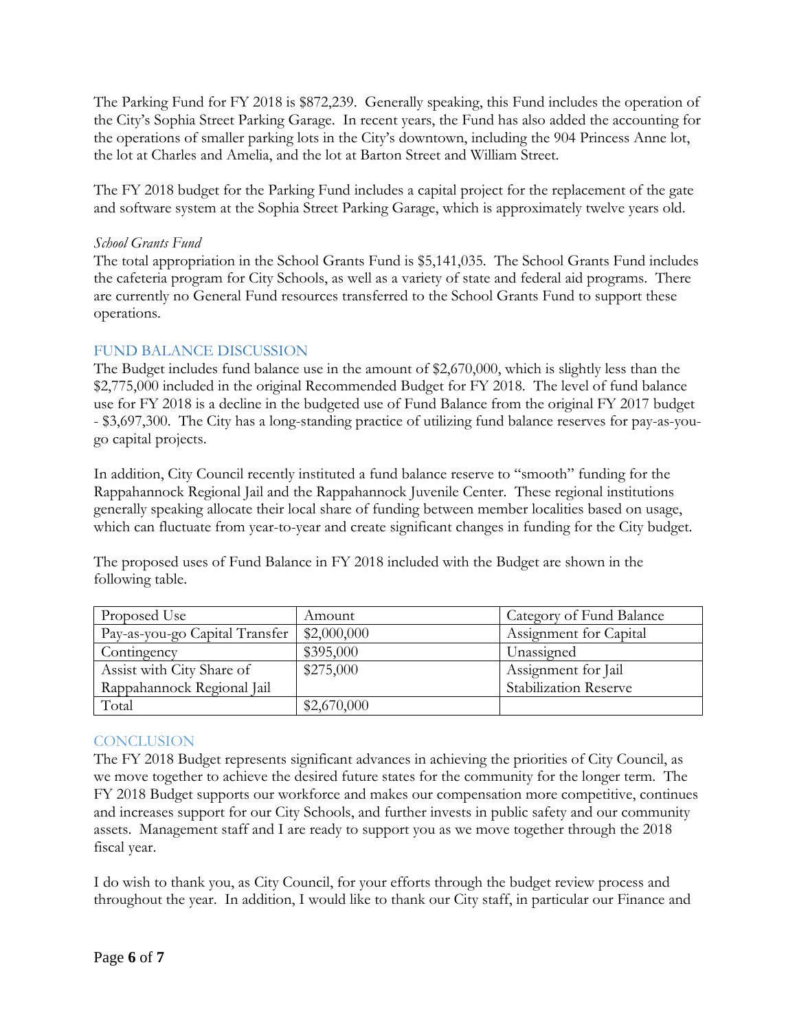The Parking Fund for FY 2018 is $872,239. Generally speaking, this Fund includes the operation of the City's Sophia Street Parking Garage. In recent years, the Fund has also added the accounting for the operations of smaller parking lots in the City's downtown, including the 904 Princess Anne lot, the lot at Charles and Amelia, and the lot at Barton Street and William Street.

The FY 2018 budget for the Parking Fund includes a capital project for the replacement of the gate and software system at the Sophia Street Parking Garage, which is approximately twelve years old.

*School Grants Fund*

The total appropriation in the School Grants Fund is $5,141,035. The School Grants Fund includes the cafeteria program for City Schools, as well as a variety of state and federal aid programs. There are currently no General Fund resources transferred to the School Grants Fund to support these operations.

## FUND BALANCE DISCUSSION

The Budget includes fund balance use in the amount of $2,670,000, which is slightly less than the $2,775,000 included in the original Recommended Budget for FY 2018. The level of fund balance use for FY 2018 is a decline in the budgeted use of Fund Balance from the original FY 2017 budget - $3,697,300. The City has a long-standing practice of utilizing fund balance reserves for pay-as-you-go capital projects.

In addition, City Council recently instituted a fund balance reserve to "smooth" funding for the Rappahannock Regional Jail and the Rappahannock Juvenile Center. These regional institutions generally speaking allocate their local share of funding between member localities based on usage, which can fluctuate from year-to-year and create significant changes in funding for the City budget.

The proposed uses of Fund Balance in FY 2018 included with the Budget are shown in the following table.

| Proposed Use | Amount | Category of Fund Balance |
|---|---|---|
| Pay-as-you-go Capital Transfer | $2,000,000 | Assignment for Capital |
| Contingency | $395,000 | Unassigned |
| Assist with City Share of Rappahannock Regional Jail | $275,000 | Assignment for Jail Stabilization Reserve |
| Total | $2,670,000 | |

## CONCLUSION

The FY 2018 Budget represents significant advances in achieving the priorities of City Council, as we move together to achieve the desired future states for the community for the longer term. The FY 2018 Budget supports our workforce and makes our compensation more competitive, continues and increases support for our City Schools, and further invests in public safety and our community assets. Management staff and I are ready to support you as we move together through the 2018 fiscal year.

I do wish to thank you, as City Council, for your efforts through the budget review process and throughout the year. In addition, I would like to thank our City staff, in particular our Finance and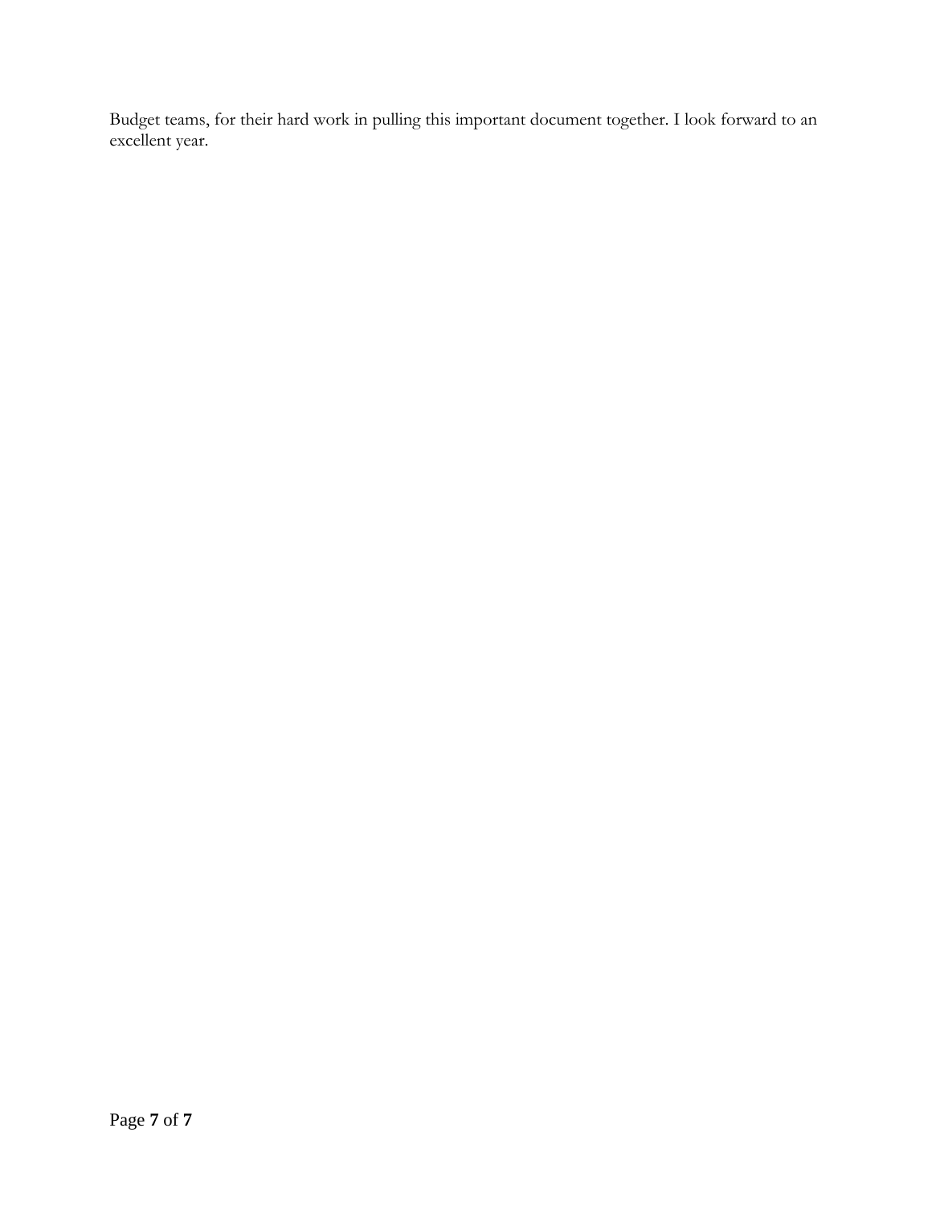Budget teams, for their hard work in pulling this important document together. I look forward to an excellent year.